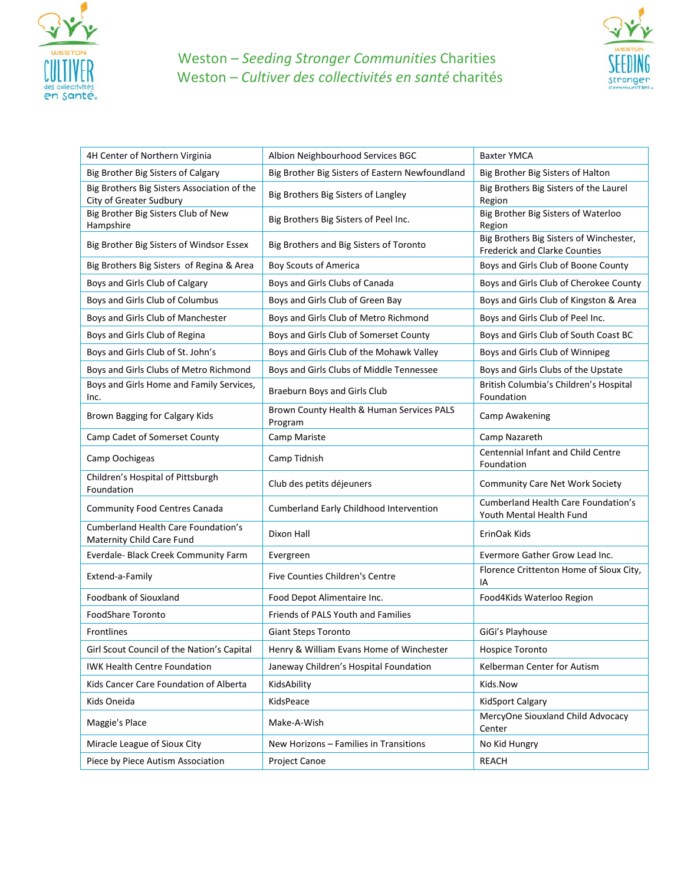# Weston – *Seeding Stronger Communities* Charities
# Weston – *Cultiver des collectivités en santé* charités

| | | |
|---|---|---|
| 4H Center of Northern Virginia | Albion Neighbourhood Services BGC | Baxter YMCA |
| Big Brother Big Sisters of Calgary | Big Brother Big Sisters of Eastern Newfoundland | Big Brother Big Sisters of Halton |
| Big Brothers Big Sisters Association of the City of Greater Sudbury | Big Brothers Big Sisters of Langley | Big Brothers Big Sisters of the Laurel Region |
| Big Brother Big Sisters Club of New Hampshire | Big Brothers Big Sisters of Peel Inc. | Big Brother Big Sisters of Waterloo Region |
| Big Brother Big Sisters of Windsor Essex | Big Brothers and Big Sisters of Toronto | Big Brothers Big Sisters of Winchester, Frederick and Clarke Counties |
| Big Brothers Big Sisters of Regina & Area | Boy Scouts of America | Boys and Girls Club of Boone County |
| Boys and Girls Club of Calgary | Boys and Girls Clubs of Canada | Boys and Girls Club of Cherokee County |
| Boys and Girls Club of Columbus | Boys and Girls Club of Green Bay | Boys and Girls Club of Kingston & Area |
| Boys and Girls Club of Manchester | Boys and Girls Club of Metro Richmond | Boys and Girls Club of Peel Inc. |
| Boys and Girls Club of Regina | Boys and Girls Club of Somerset County | Boys and Girls Club of South Coast BC |
| Boys and Girls Club of St. John's | Boys and Girls Club of the Mohawk Valley | Boys and Girls Club of Winnipeg |
| Boys and Girls Clubs of Metro Richmond | Boys and Girls Clubs of Middle Tennessee | Boys and Girls Clubs of the Upstate |
| Boys and Girls Home and Family Services, Inc. | Braeburn Boys and Girls Club | British Columbia's Children's Hospital Foundation |
| Brown Bagging for Calgary Kids | Brown County Health & Human Services PALS Program | Camp Awakening |
| Camp Cadet of Somerset County | Camp Mariste | Camp Nazareth |
| Camp Oochigeas | Camp Tidnish | Centennial Infant and Child Centre Foundation |
| Children's Hospital of Pittsburgh Foundation | Club des petits déjeuners | Community Care Net Work Society |
| Community Food Centres Canada | Cumberland Early Childhood Intervention | Cumberland Health Care Foundation's Youth Mental Health Fund |
| Cumberland Health Care Foundation's Maternity Child Care Fund | Dixon Hall | ErinOak Kids |
| Everdale- Black Creek Community Farm | Evergreen | Evermore Gather Grow Lead Inc. |
| Extend-a-Family | Five Counties Children's Centre | Florence Crittenton Home of Sioux City, IA |
| Foodbank of Siouxland | Food Depot Alimentaire Inc. | Food4Kids Waterloo Region |
| FoodShare Toronto | Friends of PALS Youth and Families | |
| Frontlines | Giant Steps Toronto | GiGi's Playhouse |
| Girl Scout Council of the Nation's Capital | Henry & William Evans Home of Winchester | Hospice Toronto |
| IWK Health Centre Foundation | Janeway Children's Hospital Foundation | Kelberman Center for Autism |
| Kids Cancer Care Foundation of Alberta | KidsAbility | Kids.Now |
| Kids Oneida | KidsPeace | KidSport Calgary |
| Maggie's Place | Make-A-Wish | MercyOne Siouxland Child Advocacy Center |
| Miracle League of Sioux City | New Horizons – Families in Transitions | No Kid Hungry |
| Piece by Piece Autism Association | Project Canoe | REACH |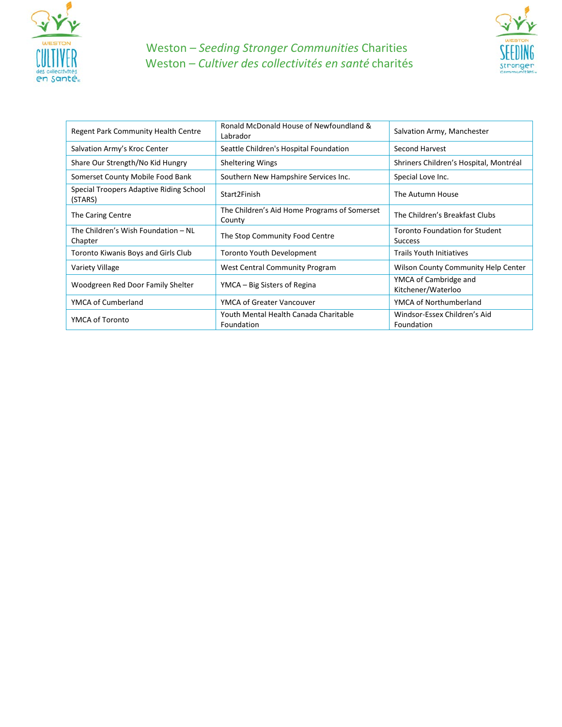| | | |
|---|---|---|
| Regent Park Community Health Centre | Ronald McDonald House of Newfoundland & Labrador | Salvation Army, Manchester |
| Salvation Army's Kroc Center | Seattle Children's Hospital Foundation | Second Harvest |
| Share Our Strength/No Kid Hungry | Sheltering Wings | Shriners Children's Hospital, Montréal |
| Somerset County Mobile Food Bank | Southern New Hampshire Services Inc. | Special Love Inc. |
| Special Troopers Adaptive Riding School (STARS) | Start2Finish | The Autumn House |
| The Caring Centre | The Children's Aid Home Programs of Somerset County | The Children's Breakfast Clubs |
| The Children's Wish Foundation – NL Chapter | The Stop Community Food Centre | Toronto Foundation for Student Success |
| Toronto Kiwanis Boys and Girls Club | Toronto Youth Development | Trails Youth Initiatives |
| Variety Village | West Central Community Program | Wilson County Community Help Center |
| Woodgreen Red Door Family Shelter | YMCA – Big Sisters of Regina | YMCA of Cambridge and Kitchener/Waterloo |
| YMCA of Cumberland | YMCA of Greater Vancouver | YMCA of Northumberland |
| YMCA of Toronto | Youth Mental Health Canada Charitable Foundation | Windsor-Essex Children's Aid Foundation |